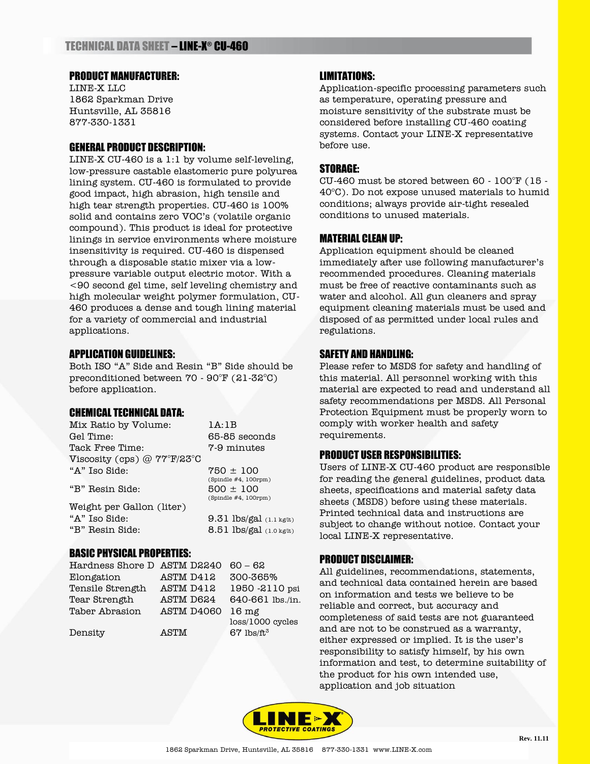# TECHNICAL DATA SHEET – LINE-X® CU-460

## PRODUCT MANUFACTURER:

LINE-X LLC
1862 Sparkman Drive
Huntsville, AL 35816
877-330-1331

## GENERAL PRODUCT DESCRIPTION:

LINE-X CU-460 is a 1:1 by volume self-leveling, low-pressure castable elastomeric pure polyurea lining system. CU-460 is formulated to provide good impact, high abrasion, high tensile and high tear strength properties. CU-460 is 100% solid and contains zero VOC's (volatile organic compound). This product is ideal for protective linings in service environments where moisture insensitivity is required. CU-460 is dispensed through a disposable static mixer via a low-pressure variable output electric motor. With a <90 second gel time, self leveling chemistry and high molecular weight polymer formulation, CU-460 produces a dense and tough lining material for a variety of commercial and industrial applications.

## APPLICATION GUIDELINES:

Both ISO "A" Side and Resin "B" Side should be preconditioned between 70 - 90°F (21-32°C) before application.

## CHEMICAL TECHNICAL DATA:

| | |
|---|---|
| Mix Ratio by Volume: | 1A:1B |
| Gel Time: | 65-85 seconds |
| Tack Free Time: | 7-9 minutes |
| Viscosity (cps) @ 77°F/23°C | |
| "A" Iso Side: | 750 ± 100 (Spindle #4, 100rpm) |
| "B" Resin Side: | 500 ± 100 (Spindle #4, 100rpm) |
| Weight per Gallon (liter) | |
| "A" Iso Side: | 9.31 lbs/gal (1.1 kg/lt) |
| "B" Resin Side: | 8.51 lbs/gal (1.0 kg/lt) |

## BASIC PHYSICAL PROPERTIES:

| | | |
|---|---|---|
| Hardness Shore D | ASTM D2240 | 60 – 62 |
| Elongation | ASTM D412 | 300-365% |
| Tensile Strength | ASTM D412 | 1950 -2110 psi |
| Tear Strength | ASTM D624 | 640-661 lbs./in. |
| Taber Abrasion | ASTM D4060 | 16 mg loss/1000 cycles |
| Density | ASTM | 67 lbs/ft$^3$ |

## LIMITATIONS:

Application-specific processing parameters such as temperature, operating pressure and moisture sensitivity of the substrate must be considered before installing CU-460 coating systems. Contact your LINE-X representative before use.

## STORAGE:

CU-460 must be stored between 60 - 100°F (15 - 40°C). Do not expose unused materials to humid conditions; always provide air-tight resealed conditions to unused materials.

## MATERIAL CLEAN UP:

Application equipment should be cleaned immediately after use following manufacturer's recommended procedures. Cleaning materials must be free of reactive contaminants such as water and alcohol. All gun cleaners and spray equipment cleaning materials must be used and disposed of as permitted under local rules and regulations.

## SAFETY AND HANDLING:

Please refer to MSDS for safety and handling of this material. All personnel working with this material are expected to read and understand all safety recommendations per MSDS. All Personal Protection Equipment must be properly worn to comply with worker health and safety requirements.

## PRODUCT USER RESPONSIBILITIES:

Users of LINE-X CU-460 product are responsible for reading the general guidelines, product data sheets, specifications and material safety data sheets (MSDS) before using these materials. Printed technical data and instructions are subject to change without notice. Contact your local LINE-X representative.

## PRODUCT DISCLAIMER:

All guidelines, recommendations, statements, and technical data contained herein are based on information and tests we believe to be reliable and correct, but accuracy and completeness of said tests are not guaranteed and are not to be construed as a warranty, either expressed or implied. It is the user's responsibility to satisfy himself, by his own information and test, to determine suitability of the product for his own intended use, application and job situation

LINE-X PROTECTIVE COATINGS

Rev. 11.11

1862 Sparkman Drive, Huntsville, AL 35816 877-330-1331 www.LINE-X.com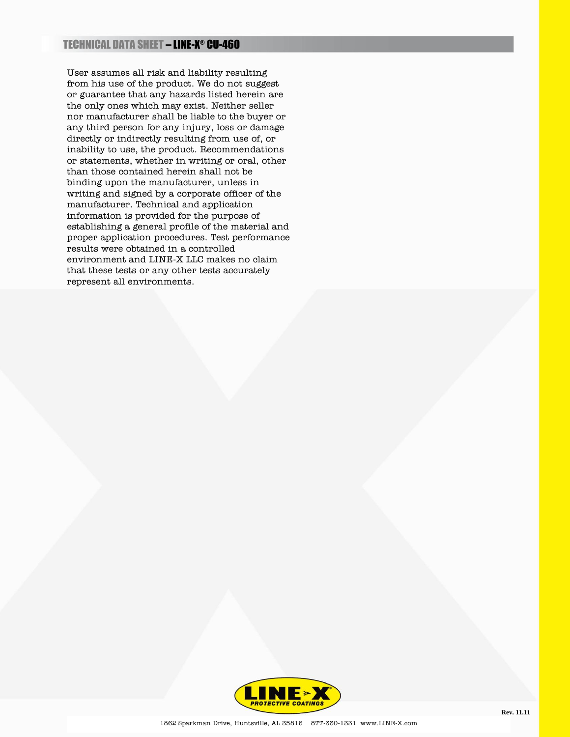User assumes all risk and liability resulting from his use of the product. We do not suggest or guarantee that any hazards listed herein are the only ones which may exist. Neither seller nor manufacturer shall be liable to the buyer or any third person for any injury, loss or damage directly or indirectly resulting from use of, or inability to use, the product. Recommendations or statements, whether in writing or oral, other than those contained herein shall not be binding upon the manufacturer, unless in writing and signed by a corporate officer of the manufacturer. Technical and application information is provided for the purpose of establishing a general profile of the material and proper application procedures. Test performance results were obtained in a controlled environment and LINE-X LLC makes no claim that these tests or any other tests accurately represent all environments.

Rev. 11.11

1862 Sparkman Drive, Huntsville, AL 35816    877-330-1331  www.LINE-X.com